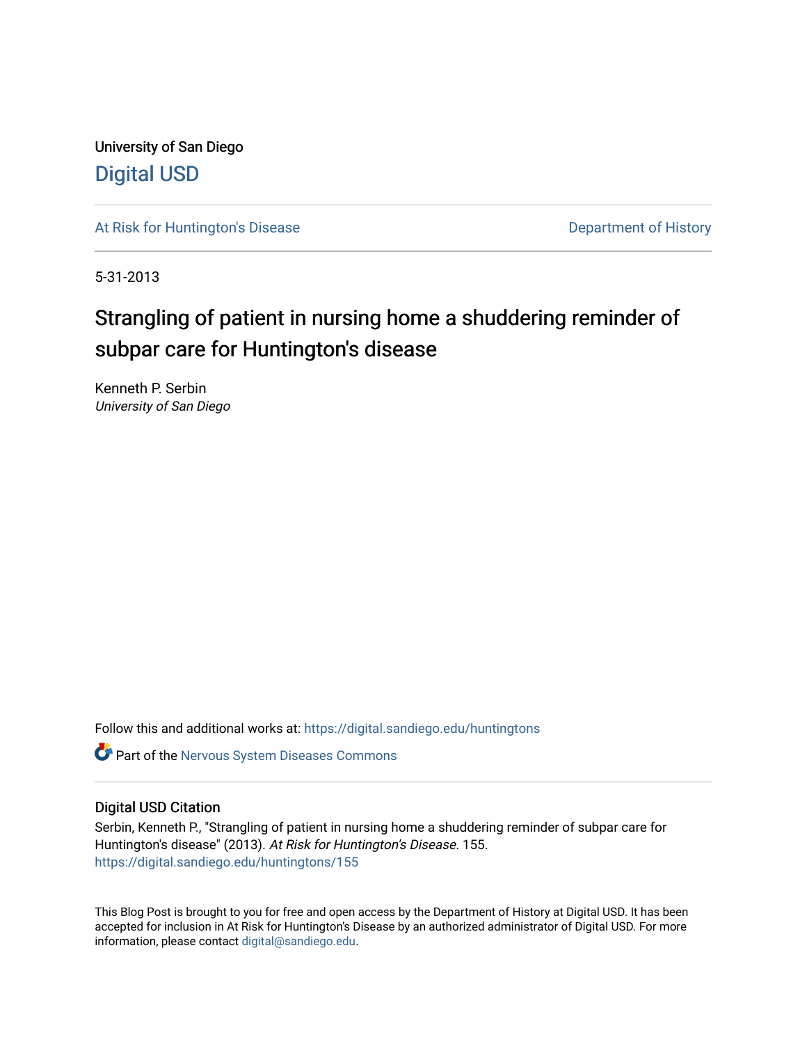University of San Diego

Digital USD

At Risk for Huntington's Disease

Department of History

5-31-2013

# Strangling of patient in nursing home a shuddering reminder of subpar care for Huntington's disease

Kenneth P. Serbin
*University of San Diego*

Follow this and additional works at: https://digital.sandiego.edu/huntingtons

Part of the Nervous System Diseases Commons

## Digital USD Citation

Serbin, Kenneth P., "Strangling of patient in nursing home a shuddering reminder of subpar care for Huntington's disease" (2013). *At Risk for Huntington's Disease*. 155.
https://digital.sandiego.edu/huntingtons/155

This Blog Post is brought to you for free and open access by the Department of History at Digital USD. It has been accepted for inclusion in At Risk for Huntington's Disease by an authorized administrator of Digital USD. For more information, please contact digital@sandiego.edu.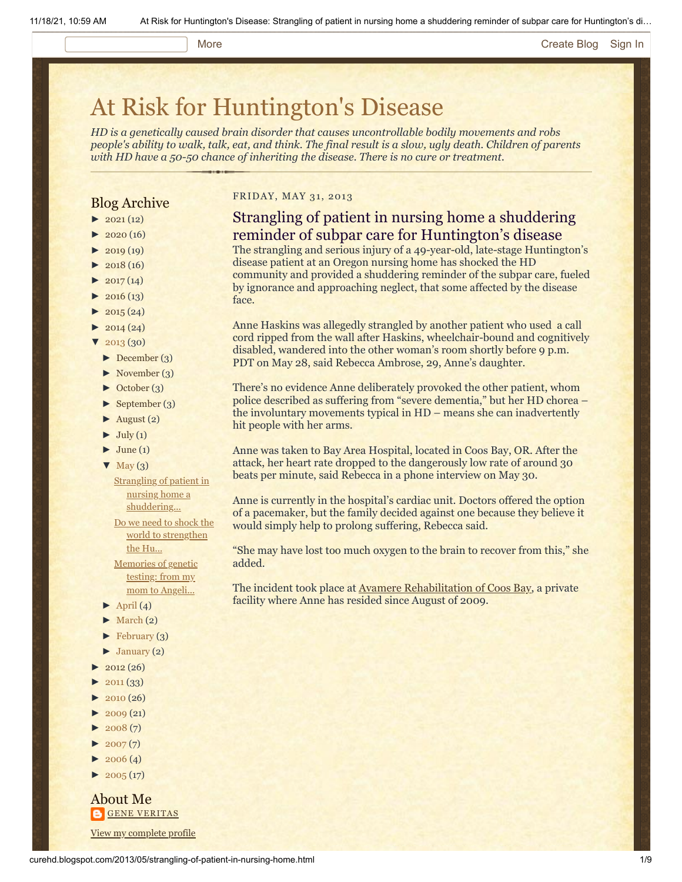# At Risk for Huntington's Disease

*HD is a genetically caused brain disorder that causes uncontrollable bodily movements and robs people's ability to walk, talk, eat, and think. The final result is a slow, ugly death. Children of parents with HD have a 50-50 chance of inheriting the disease. There is no cure or treatment.*

## Blog Archive

- ► 2021 (12)
- ► 2020 (16)
- ► 2019 (19)
- ► 2018 (16)
- ► 2017 (14)
- ► 2016 (13)
- ► 2015 (24)
- ► 2014 (24)
- ▼ 2013 (30)
  - ► December (3)
  - ► November (3)
  - ► October (3)
  - ► September (3)
  - ► August (2)
  - ► July (1)
  - ► June (1)
  - ▼ May (3)
    - Strangling of patient in nursing home a shuddering...
    - Do we need to shock the world to strengthen the Hu...
    - Memories of genetic testing: from my mom to Angeli...
  - ► April (4)
  - ► March (2)
  - ► February (3)
  - ► January (2)
- ► 2012 (26)
- ► 2011 (33)
- ► 2010 (26)
- ► 2009 (21)
- ► 2008 (7)
- ► 2007 (7)
- ► 2006 (4)
- ► 2005 (17)

## About Me

GENE VERITAS

View my complete profile

FRIDAY, MAY 31, 2013

## Strangling of patient in nursing home a shuddering reminder of subpar care for Huntington's disease

The strangling and serious injury of a 49-year-old, late-stage Huntington's disease patient at an Oregon nursing home has shocked the HD community and provided a shuddering reminder of the subpar care, fueled by ignorance and approaching neglect, that some affected by the disease face.

Anne Haskins was allegedly strangled by another patient who used a call cord ripped from the wall after Haskins, wheelchair-bound and cognitively disabled, wandered into the other woman's room shortly before 9 p.m. PDT on May 28, said Rebecca Ambrose, 29, Anne's daughter.

There's no evidence Anne deliberately provoked the other patient, whom police described as suffering from "severe dementia," but her HD chorea – the involuntary movements typical in HD – means she can inadvertently hit people with her arms.

Anne was taken to Bay Area Hospital, located in Coos Bay, OR. After the attack, her heart rate dropped to the dangerously low rate of around 30 beats per minute, said Rebecca in a phone interview on May 30.

Anne is currently in the hospital's cardiac unit. Doctors offered the option of a pacemaker, but the family decided against one because they believe it would simply help to prolong suffering, Rebecca said.

"She may have lost too much oxygen to the brain to recover from this," she added.

The incident took place at Avamere Rehabilitation of Coos Bay, a private facility where Anne has resided since August of 2009.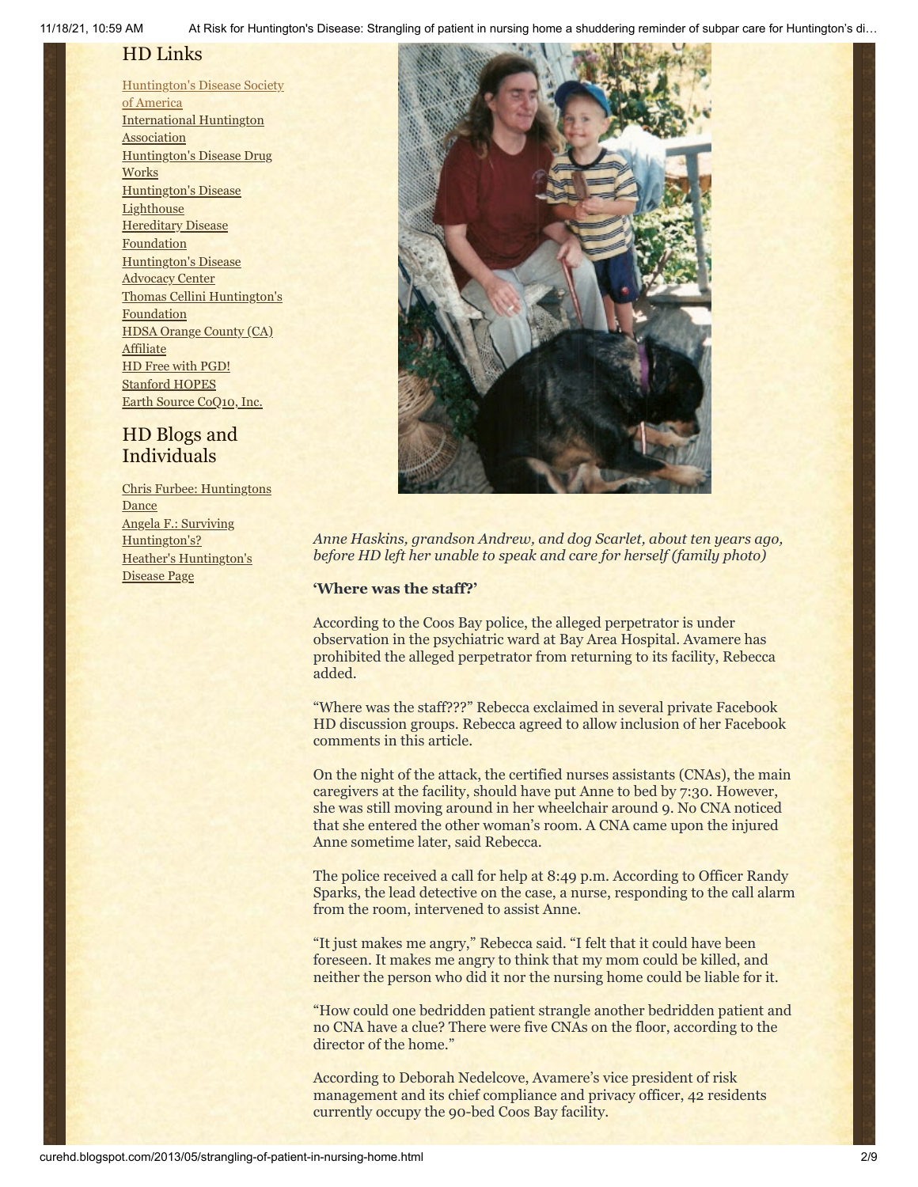## HD Links

Huntington's Disease Society of America
International Huntington Association
Huntington's Disease Drug Works
Huntington's Disease Lighthouse
Hereditary Disease Foundation
Huntington's Disease Advocacy Center
Thomas Cellini Huntington's Foundation
HDSA Orange County (CA) Affiliate
HD Free with PGD!
Stanford HOPES
Earth Source CoQ10, Inc.

## HD Blogs and Individuals

Chris Furbee: Huntingtons Dance
Angela F.: Surviving Huntington's?
Heather's Huntington's Disease Page

*Anne Haskins, grandson Andrew, and dog Scarlet, about ten years ago, before HD left her unable to speak and care for herself (family photo)*

**'Where was the staff?'**

According to the Coos Bay police, the alleged perpetrator is under observation in the psychiatric ward at Bay Area Hospital. Avamere has prohibited the alleged perpetrator from returning to its facility, Rebecca added.

"Where was the staff???" Rebecca exclaimed in several private Facebook HD discussion groups. Rebecca agreed to allow inclusion of her Facebook comments in this article.

On the night of the attack, the certified nurses assistants (CNAs), the main caregivers at the facility, should have put Anne to bed by 7:30. However, she was still moving around in her wheelchair around 9. No CNA noticed that she entered the other woman's room. A CNA came upon the injured Anne sometime later, said Rebecca.

The police received a call for help at 8:49 p.m. According to Officer Randy Sparks, the lead detective on the case, a nurse, responding to the call alarm from the room, intervened to assist Anne.

"It just makes me angry," Rebecca said. "I felt that it could have been foreseen. It makes me angry to think that my mom could be killed, and neither the person who did it nor the nursing home could be liable for it.

"How could one bedridden patient strangle another bedridden patient and no CNA have a clue? There were five CNAs on the floor, according to the director of the home."

According to Deborah Nedelcove, Avamere's vice president of risk management and its chief compliance and privacy officer, 42 residents currently occupy the 90-bed Coos Bay facility.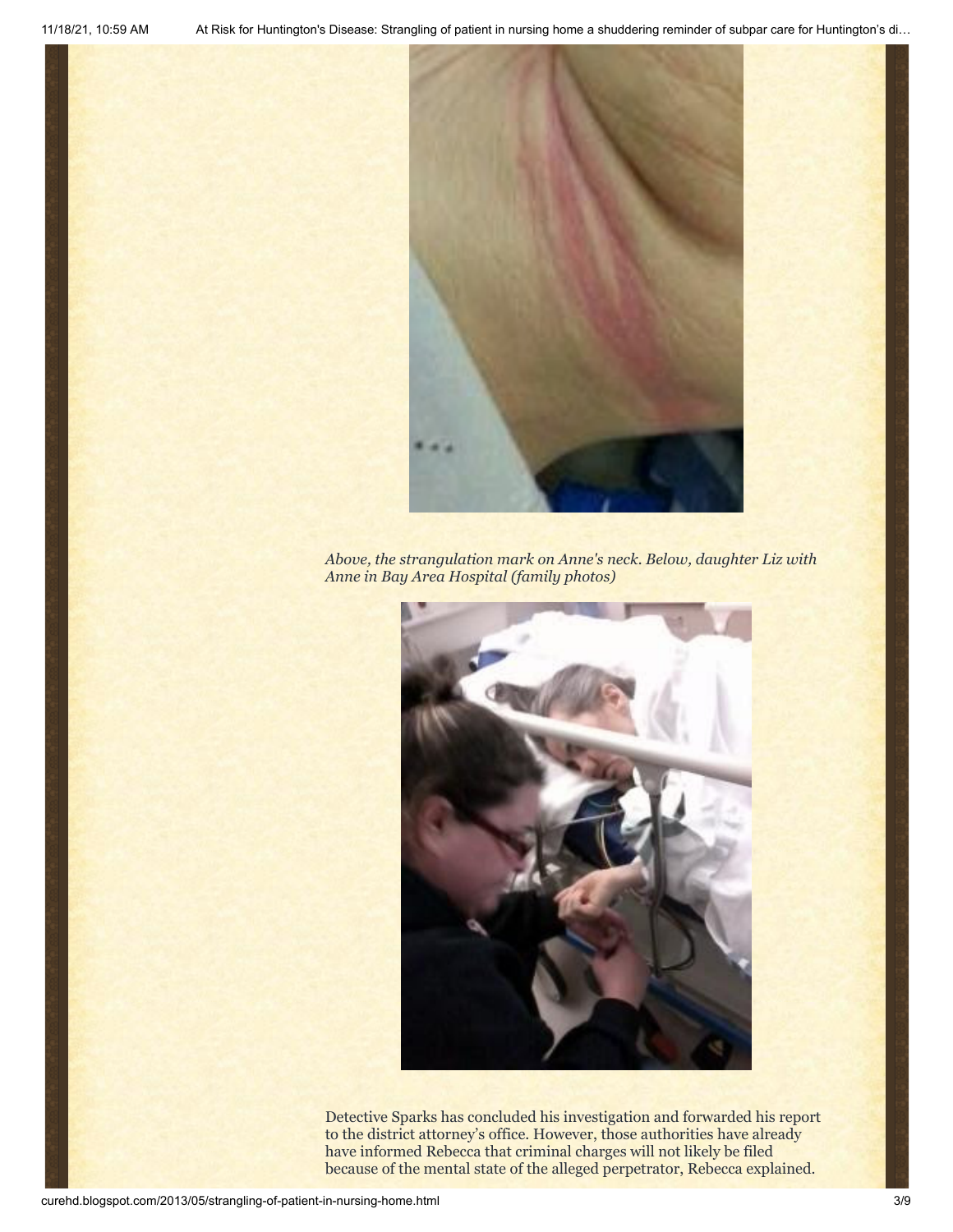*Above, the strangulation mark on Anne's neck. Below, daughter Liz with Anne in Bay Area Hospital (family photos)*

Detective Sparks has concluded his investigation and forwarded his report to the district attorney's office. However, those authorities have already have informed Rebecca that criminal charges will not likely be filed because of the mental state of the alleged perpetrator, Rebecca explained.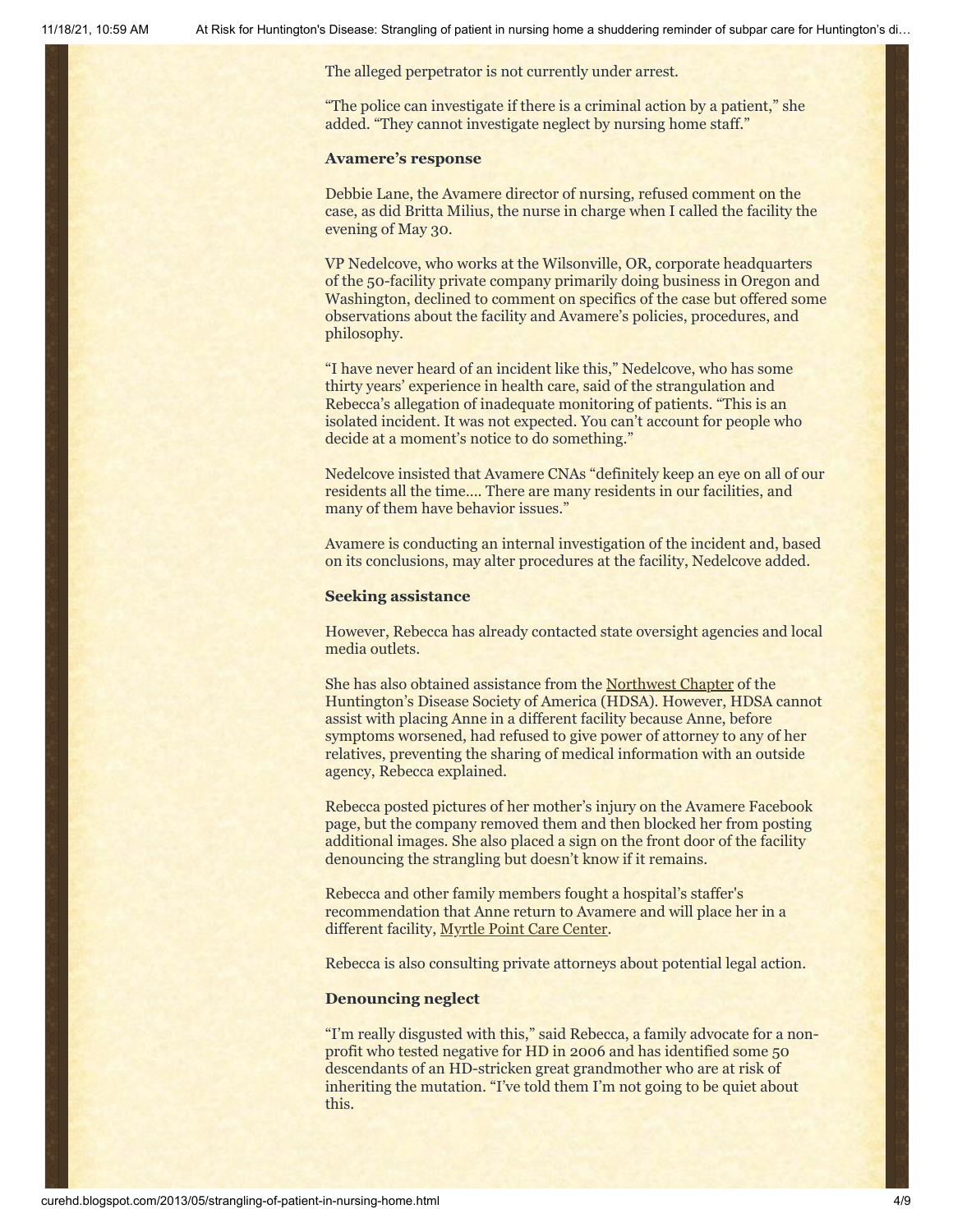The alleged perpetrator is not currently under arrest.

"The police can investigate if there is a criminal action by a patient," she added. "They cannot investigate neglect by nursing home staff."

### Avamere's response

Debbie Lane, the Avamere director of nursing, refused comment on the case, as did Britta Milius, the nurse in charge when I called the facility the evening of May 30.

VP Nedelcove, who works at the Wilsonville, OR, corporate headquarters of the 50-facility private company primarily doing business in Oregon and Washington, declined to comment on specifics of the case but offered some observations about the facility and Avamere's policies, procedures, and philosophy.

"I have never heard of an incident like this," Nedelcove, who has some thirty years' experience in health care, said of the strangulation and Rebecca's allegation of inadequate monitoring of patients. "This is an isolated incident. It was not expected. You can't account for people who decide at a moment's notice to do something."

Nedelcove insisted that Avamere CNAs "definitely keep an eye on all of our residents all the time…. There are many residents in our facilities, and many of them have behavior issues."

Avamere is conducting an internal investigation of the incident and, based on its conclusions, may alter procedures at the facility, Nedelcove added.

### Seeking assistance

However, Rebecca has already contacted state oversight agencies and local media outlets.

She has also obtained assistance from the Northwest Chapter of the Huntington's Disease Society of America (HDSA). However, HDSA cannot assist with placing Anne in a different facility because Anne, before symptoms worsened, had refused to give power of attorney to any of her relatives, preventing the sharing of medical information with an outside agency, Rebecca explained.

Rebecca posted pictures of her mother's injury on the Avamere Facebook page, but the company removed them and then blocked her from posting additional images. She also placed a sign on the front door of the facility denouncing the strangling but doesn't know if it remains.

Rebecca and other family members fought a hospital's staffer's recommendation that Anne return to Avamere and will place her in a different facility, Myrtle Point Care Center.

Rebecca is also consulting private attorneys about potential legal action.

### Denouncing neglect

"I'm really disgusted with this," said Rebecca, a family advocate for a non-profit who tested negative for HD in 2006 and has identified some 50 descendants of an HD-stricken great grandmother who are at risk of inheriting the mutation. "I've told them I'm not going to be quiet about this.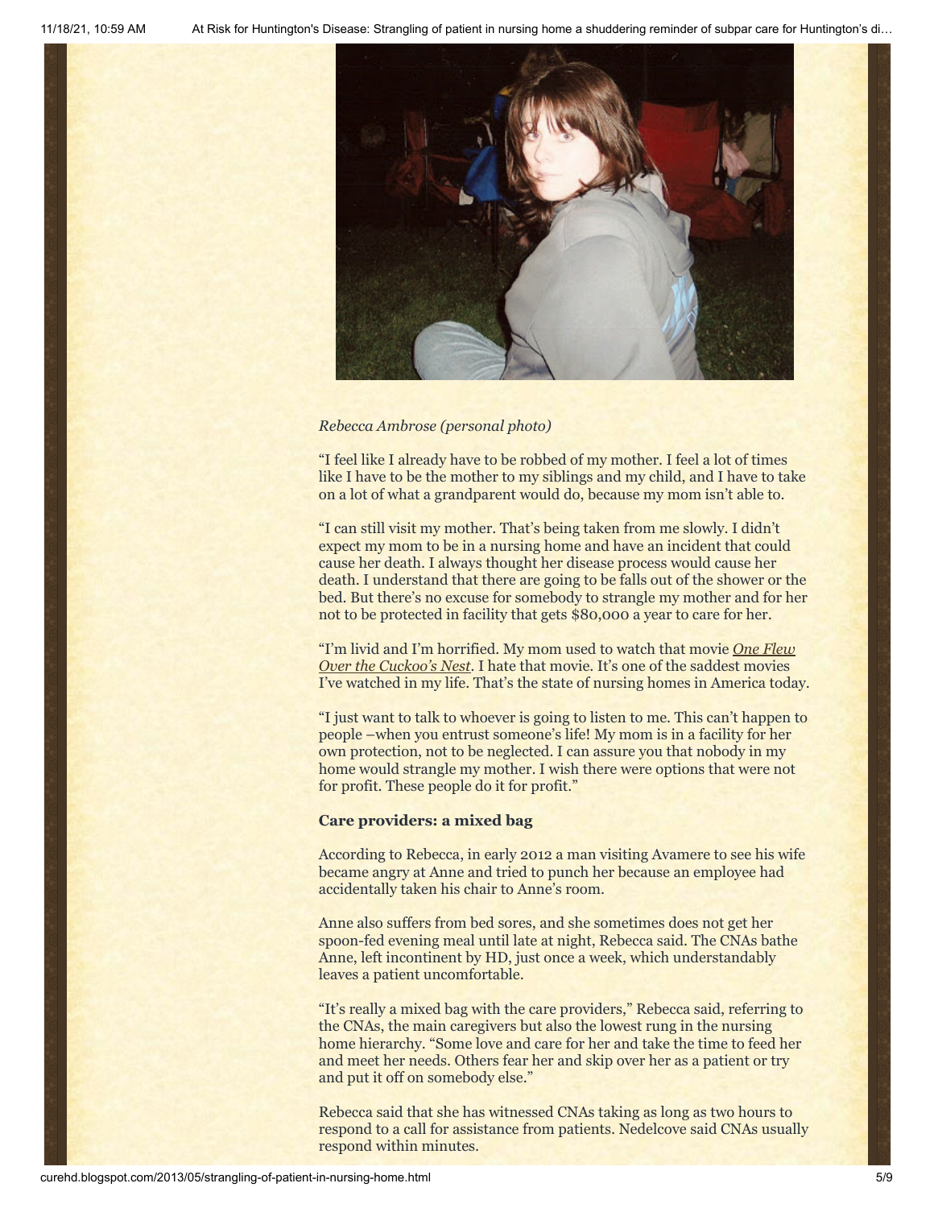*Rebecca Ambrose (personal photo)*

"I feel like I already have to be robbed of my mother. I feel a lot of times like I have to be the mother to my siblings and my child, and I have to take on a lot of what a grandparent would do, because my mom isn't able to.

"I can still visit my mother. That's being taken from me slowly. I didn't expect my mom to be in a nursing home and have an incident that could cause her death. I always thought her disease process would cause her death. I understand that there are going to be falls out of the shower or the bed. But there's no excuse for somebody to strangle my mother and for her not to be protected in facility that gets $80,000 a year to care for her.

"I'm livid and I'm horrified. My mom used to watch that movie *One Flew Over the Cuckoo's Nest*. I hate that movie. It's one of the saddest movies I've watched in my life. That's the state of nursing homes in America today.

"I just want to talk to whoever is going to listen to me. This can't happen to people –when you entrust someone's life! My mom is in a facility for her own protection, not to be neglected. I can assure you that nobody in my home would strangle my mother. I wish there were options that were not for profit. These people do it for profit."

**Care providers: a mixed bag**

According to Rebecca, in early 2012 a man visiting Avamere to see his wife became angry at Anne and tried to punch her because an employee had accidentally taken his chair to Anne's room.

Anne also suffers from bed sores, and she sometimes does not get her spoon-fed evening meal until late at night, Rebecca said. The CNAs bathe Anne, left incontinent by HD, just once a week, which understandably leaves a patient uncomfortable.

"It's really a mixed bag with the care providers," Rebecca said, referring to the CNAs, the main caregivers but also the lowest rung in the nursing home hierarchy. "Some love and care for her and take the time to feed her and meet her needs. Others fear her and skip over her as a patient or try and put it off on somebody else."

Rebecca said that she has witnessed CNAs taking as long as two hours to respond to a call for assistance from patients. Nedelcove said CNAs usually respond within minutes.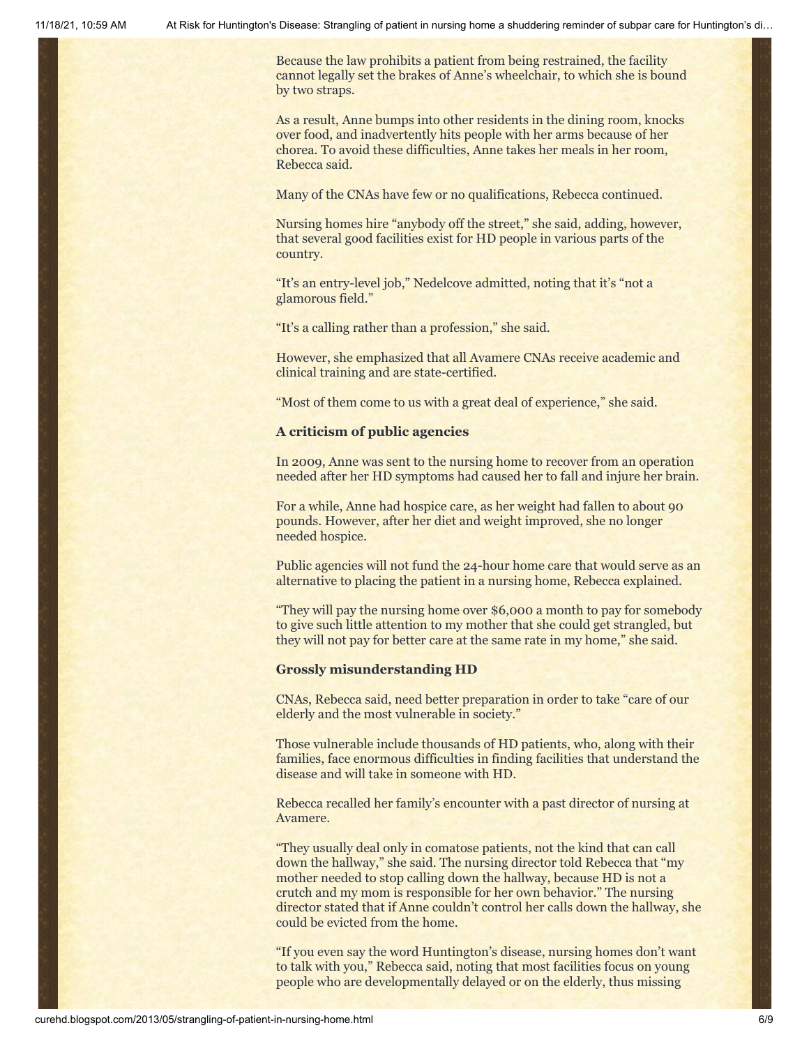Because the law prohibits a patient from being restrained, the facility cannot legally set the brakes of Anne's wheelchair, to which she is bound by two straps.

As a result, Anne bumps into other residents in the dining room, knocks over food, and inadvertently hits people with her arms because of her chorea. To avoid these difficulties, Anne takes her meals in her room, Rebecca said.

Many of the CNAs have few or no qualifications, Rebecca continued.

Nursing homes hire "anybody off the street," she said, adding, however, that several good facilities exist for HD people in various parts of the country.

"It's an entry-level job," Nedelcove admitted, noting that it's "not a glamorous field."

"It's a calling rather than a profession," she said.

However, she emphasized that all Avamere CNAs receive academic and clinical training and are state-certified.

"Most of them come to us with a great deal of experience," she said.

**A criticism of public agencies**

In 2009, Anne was sent to the nursing home to recover from an operation needed after her HD symptoms had caused her to fall and injure her brain.

For a while, Anne had hospice care, as her weight had fallen to about 90 pounds. However, after her diet and weight improved, she no longer needed hospice.

Public agencies will not fund the 24-hour home care that would serve as an alternative to placing the patient in a nursing home, Rebecca explained.

"They will pay the nursing home over $6,000 a month to pay for somebody to give such little attention to my mother that she could get strangled, but they will not pay for better care at the same rate in my home," she said.

**Grossly misunderstanding HD**

CNAs, Rebecca said, need better preparation in order to take "care of our elderly and the most vulnerable in society."

Those vulnerable include thousands of HD patients, who, along with their families, face enormous difficulties in finding facilities that understand the disease and will take in someone with HD.

Rebecca recalled her family's encounter with a past director of nursing at Avamere.

"They usually deal only in comatose patients, not the kind that can call down the hallway," she said. The nursing director told Rebecca that "my mother needed to stop calling down the hallway, because HD is not a crutch and my mom is responsible for her own behavior." The nursing director stated that if Anne couldn't control her calls down the hallway, she could be evicted from the home.

"If you even say the word Huntington's disease, nursing homes don't want to talk with you," Rebecca said, noting that most facilities focus on young people who are developmentally delayed or on the elderly, thus missing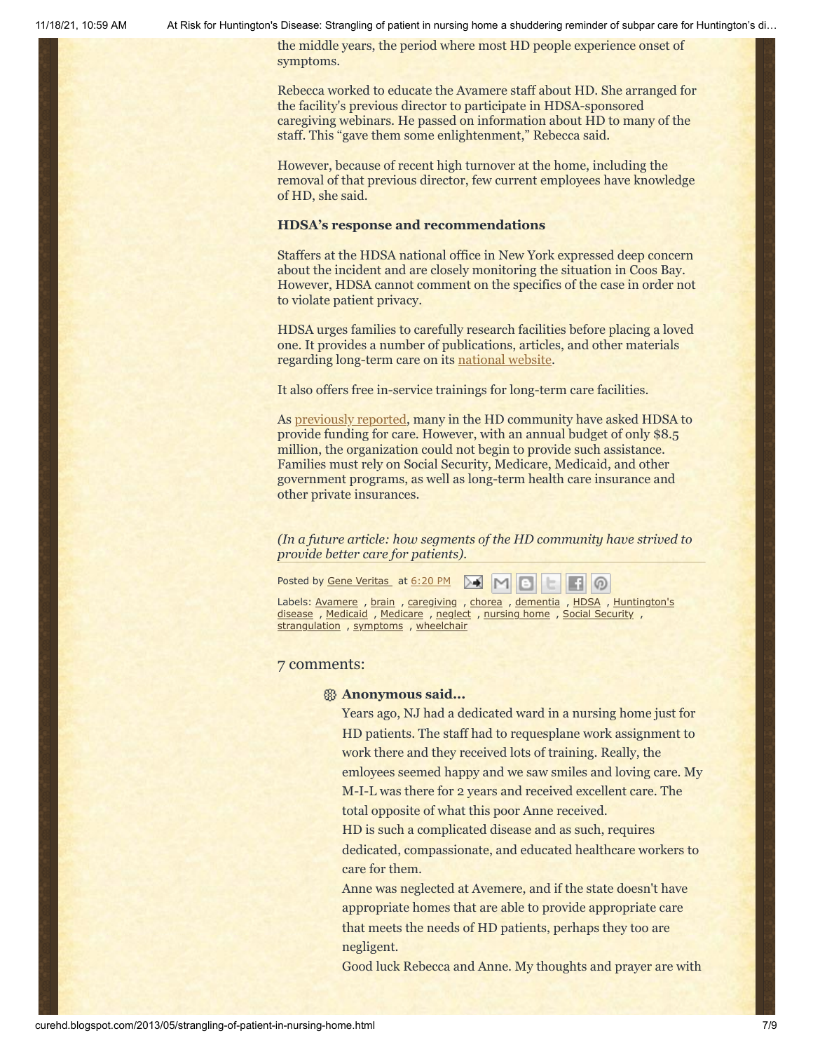the middle years, the period where most HD people experience onset of symptoms.

Rebecca worked to educate the Avamere staff about HD. She arranged for the facility's previous director to participate in HDSA-sponsored caregiving webinars. He passed on information about HD to many of the staff. This "gave them some enlightenment," Rebecca said.

However, because of recent high turnover at the home, including the removal of that previous director, few current employees have knowledge of HD, she said.

### HDSA's response and recommendations

Staffers at the HDSA national office in New York expressed deep concern about the incident and are closely monitoring the situation in Coos Bay. However, HDSA cannot comment on the specifics of the case in order not to violate patient privacy.

HDSA urges families to carefully research facilities before placing a loved one. It provides a number of publications, articles, and other materials regarding long-term care on its national website.

It also offers free in-service trainings for long-term care facilities.

As previously reported, many in the HD community have asked HDSA to provide funding for care. However, with an annual budget of only $8.5 million, the organization could not begin to provide such assistance. Families must rely on Social Security, Medicare, Medicaid, and other government programs, as well as long-term health care insurance and other private insurances.

*(In a future article: how segments of the HD community have strived to provide better care for patients).*

Posted by Gene Veritas at 6:20 PM

Labels: Avamere, brain, caregiving, chorea, dementia, HDSA, Huntington's disease, Medicaid, Medicare, neglect, nursing home, Social Security, strangulation, symptoms, wheelchair

## 7 comments:

**Anonymous said...**

Years ago, NJ had a dedicated ward in a nursing home just for HD patients. The staff had to requesplane work assignment to work there and they received lots of training. Really, the emloyees seemed happy and we saw smiles and loving care. My M-I-L was there for 2 years and received excellent care. The total opposite of what this poor Anne received.
HD is such a complicated disease and as such, requires dedicated, compassionate, and educated healthcare workers to care for them.
Anne was neglected at Avemere, and if the state doesn't have appropriate homes that are able to provide appropriate care that meets the needs of HD patients, perhaps they too are negligent.
Good luck Rebecca and Anne. My thoughts and prayer are with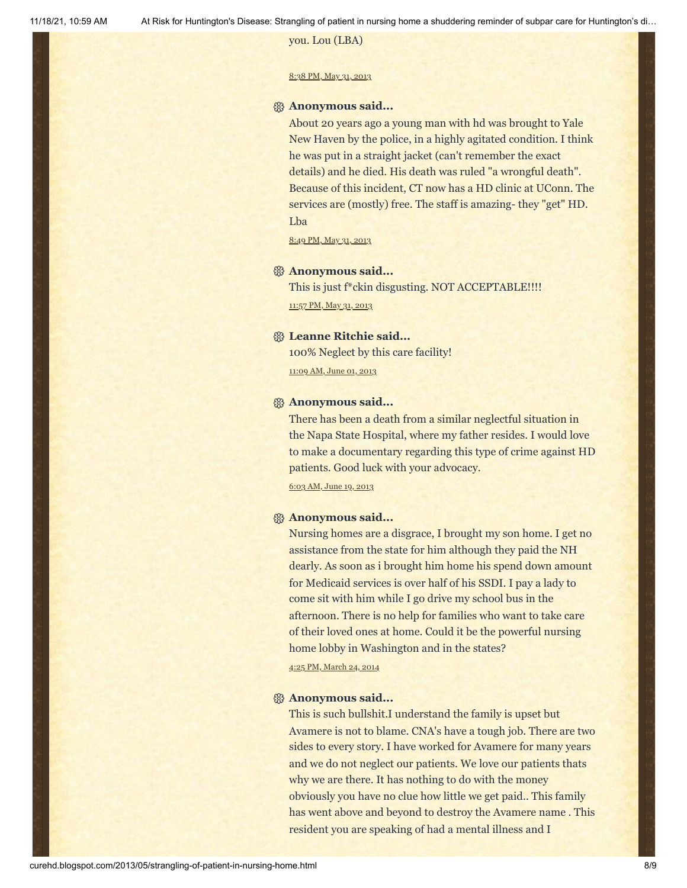you. Lou (LBA)

8:38 PM, May 31, 2013

**Anonymous said...**

About 20 years ago a young man with hd was brought to Yale New Haven by the police, in a highly agitated condition. I think he was put in a straight jacket (can't remember the exact details) and he died. His death was ruled "a wrongful death". Because of this incident, CT now has a HD clinic at UConn. The services are (mostly) free. The staff is amazing- they "get" HD. Lba

8:49 PM, May 31, 2013

**Anonymous said...**

This is just f*ckin disgusting. NOT ACCEPTABLE!!!!

11:57 PM, May 31, 2013

**Leanne Ritchie said...**

100% Neglect by this care facility!

11:09 AM, June 01, 2013

**Anonymous said...**

There has been a death from a similar neglectful situation in the Napa State Hospital, where my father resides. I would love to make a documentary regarding this type of crime against HD patients. Good luck with your advocacy.

6:03 AM, June 19, 2013

**Anonymous said...**

Nursing homes are a disgrace, I brought my son home. I get no assistance from the state for him although they paid the NH dearly. As soon as i brought him home his spend down amount for Medicaid services is over half of his SSDI. I pay a lady to come sit with him while I go drive my school bus in the afternoon. There is no help for families who want to take care of their loved ones at home. Could it be the powerful nursing home lobby in Washington and in the states?

4:25 PM, March 24, 2014

**Anonymous said...**

This is such bullshit.I understand the family is upset but Avamere is not to blame. CNA's have a tough job. There are two sides to every story. I have worked for Avamere for many years and we do not neglect our patients. We love our patients thats why we are there. It has nothing to do with the money obviously you have no clue how little we get paid.. This family has went above and beyond to destroy the Avamere name . This resident you are speaking of had a mental illness and I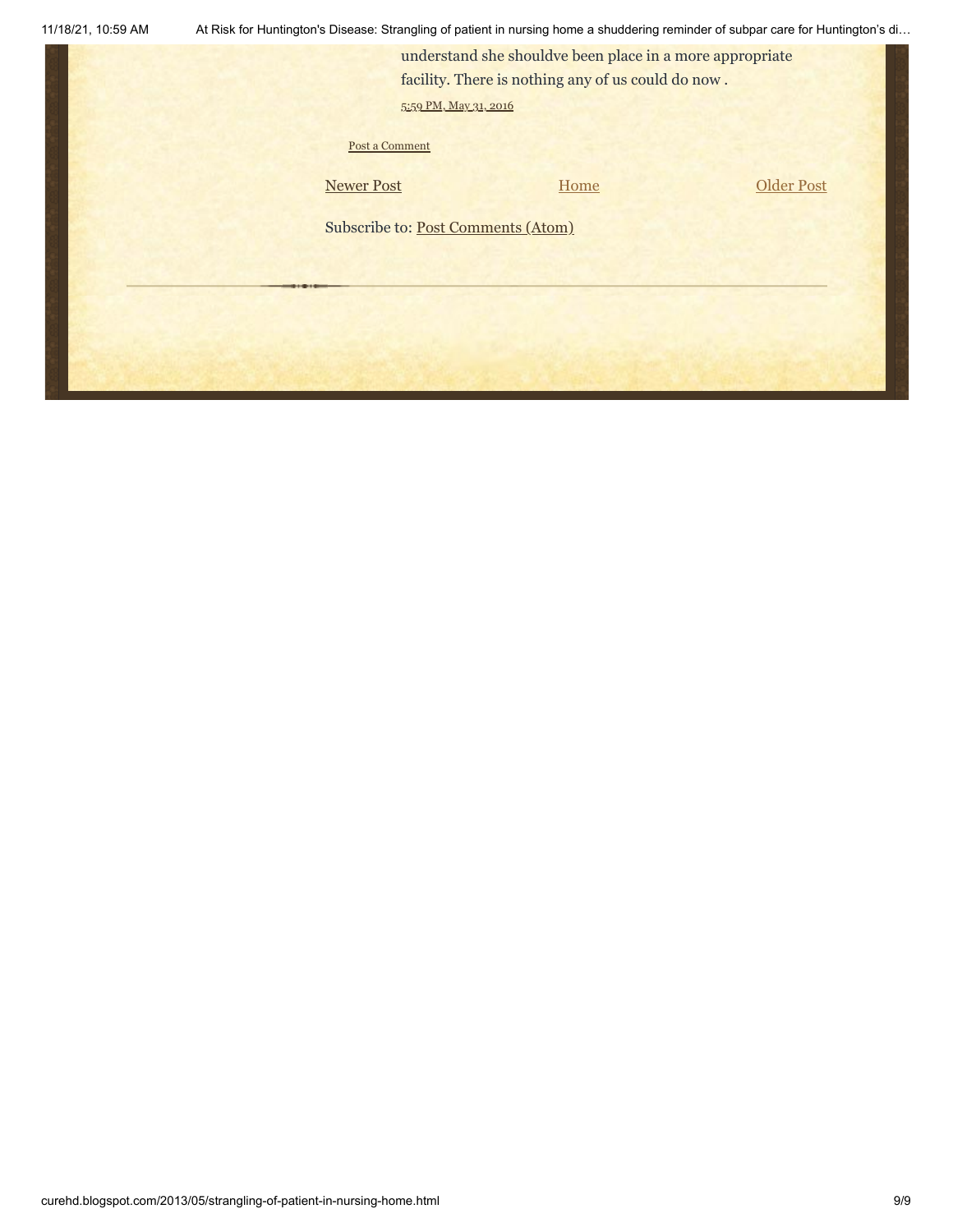understand she shouldve been place in a more appropriate facility. There is nothing any of us could do now .

5:59 PM, May 31, 2016

Post a Comment

Newer Post Home Older Post

Subscribe to: Post Comments (Atom)